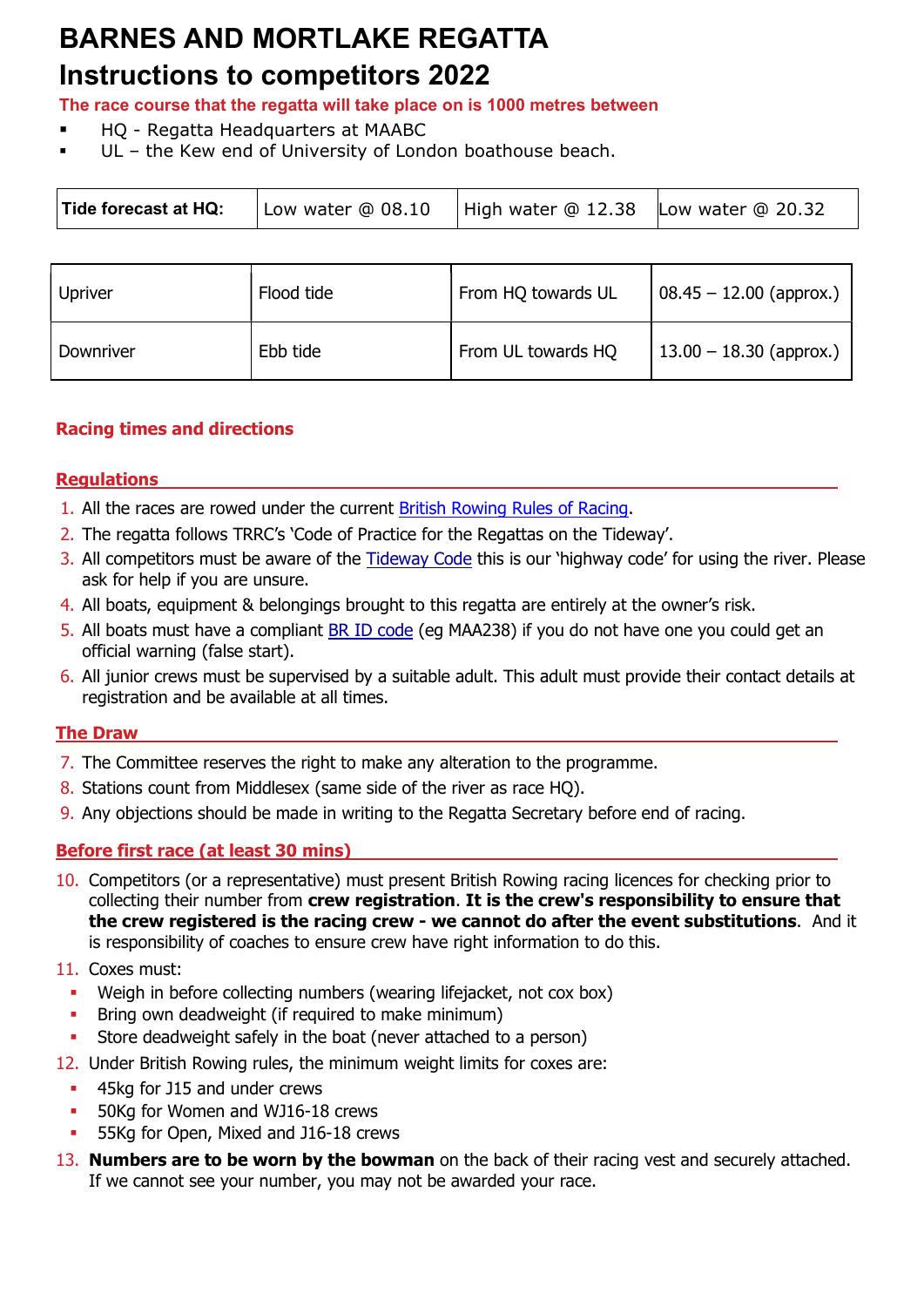# BARNES AND MORTLAKE REGATTA

## Instructions to competitors 2022

**The race course that the regatta will take place on is 1000 metres between**

- HQ - Regatta Headquarters at MAABC
- UL – the Kew end of University of London boathouse beach.

| **Tide forecast at HQ:** | Low water @ 08.10 | High water @ 12.38 | Low water @ 20.32 |
|---|---|---|---|

| | | | |
|---|---|---|---|
| Upriver | Flood tide | From HQ towards UL | 08.45 – 12.00 (approx.) |
| Downriver | Ebb tide | From UL towards HQ | 13.00 – 18.30 (approx.) |

**Racing times and directions**

### Regulations

1. All the races are rowed under the current British Rowing Rules of Racing.
2. The regatta follows TRRC's 'Code of Practice for the Regattas on the Tideway'.
3. All competitors must be aware of the Tideway Code this is our 'highway code' for using the river. Please ask for help if you are unsure.
4. All boats, equipment & belongings brought to this regatta are entirely at the owner's risk.
5. All boats must have a compliant BR ID code (eg MAA238) if you do not have one you could get an official warning (false start).
6. All junior crews must be supervised by a suitable adult. This adult must provide their contact details at registration and be available at all times.

### The Draw

7. The Committee reserves the right to make any alteration to the programme.
8. Stations count from Middlesex (same side of the river as race HQ).
9. Any objections should be made in writing to the Regatta Secretary before end of racing.

### Before first race (at least 30 mins)

10. Competitors (or a representative) must present British Rowing racing licences for checking prior to collecting their number from **crew registration**. **It is the crew's responsibility to ensure that the crew registered is the racing crew - we cannot do after the event substitutions**. And it is responsibility of coaches to ensure crew have right information to do this.
11. Coxes must:
    - Weigh in before collecting numbers (wearing lifejacket, not cox box)
    - Bring own deadweight (if required to make minimum)
    - Store deadweight safely in the boat (never attached to a person)
12. Under British Rowing rules, the minimum weight limits for coxes are:
    - 45kg for J15 and under crews
    - 50Kg for Women and WJ16-18 crews
    - 55Kg for Open, Mixed and J16-18 crews
13. **Numbers are to be worn by the bowman** on the back of their racing vest and securely attached. If we cannot see your number, you may not be awarded your race.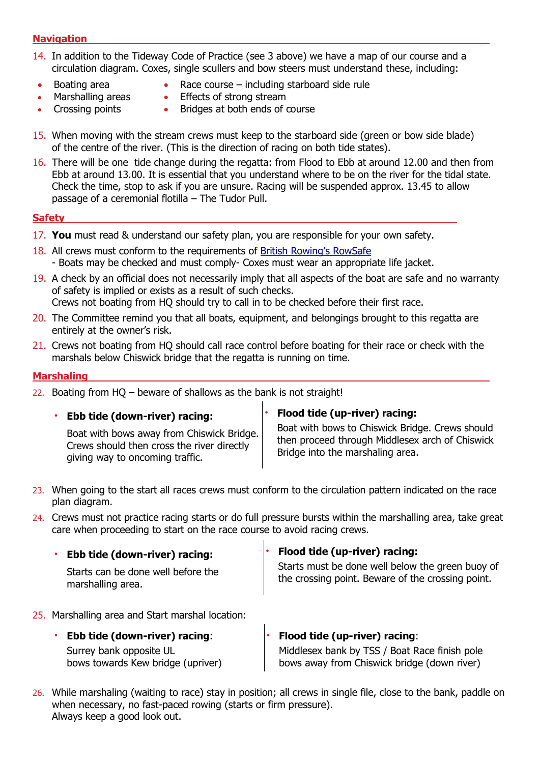## Navigation

14. In addition to the Tideway Code of Practice (see 3 above) we have a map of our course and a circulation diagram. Coxes, single scullers and bow steers must understand these, including:

- Boating area
- Marshalling areas
- Crossing points
- Race course – including starboard side rule
- Effects of strong stream
- Bridges at both ends of course

15. When moving with the stream crews must keep to the starboard side (green or bow side blade) of the centre of the river. (This is the direction of racing on both tide states).
16. There will be one tide change during the regatta: from Flood to Ebb at around 12.00 and then from Ebb at around 13.00. It is essential that you understand where to be on the river for the tidal state. Check the time, stop to ask if you are unsure. Racing will be suspended approx. 13.45 to allow passage of a ceremonial flotilla – The Tudor Pull.

## Safety

17. **You** must read & understand our safety plan, you are responsible for your own safety.
18. All crews must conform to the requirements of [British Rowing's RowSafe](British Rowing's RowSafe)
    - Boats may be checked and must comply- Coxes must wear an appropriate life jacket.
19. A check by an official does not necessarily imply that all aspects of the boat are safe and no warranty of safety is implied or exists as a result of such checks.
    Crews not boating from HQ should try to call in to be checked before their first race.
20. The Committee remind you that all boats, equipment, and belongings brought to this regatta are entirely at the owner's risk.
21. Crews not boating from HQ should call race control before boating for their race or check with the marshals below Chiswick bridge that the regatta is running on time.

## Marshaling

22. Boating from HQ – beware of shallows as the bank is not straight!

- **Ebb tide (down-river) racing:**
  Boat with bows away from Chiswick Bridge. Crews should then cross the river directly giving way to oncoming traffic.
- **Flood tide (up-river) racing:**
  Boat with bows to Chiswick Bridge. Crews should then proceed through Middlesex arch of Chiswick Bridge into the marshaling area.

23. When going to the start all races crews must conform to the circulation pattern indicated on the race plan diagram.
24. Crews must not practice racing starts or do full pressure bursts within the marshalling area, take great care when proceeding to start on the race course to avoid racing crews.

- **Ebb tide (down-river) racing:**
  Starts can be done well before the marshalling area.
- **Flood tide (up-river) racing:**
  Starts must be done well below the green buoy of the crossing point. Beware of the crossing point.

25. Marshalling area and Start marshal location:

- **Ebb tide (down-river) racing**:
  Surrey bank opposite UL
  bows towards Kew bridge (upriver)
- **Flood tide (up-river) racing**:
  Middlesex bank by TSS / Boat Race finish pole
  bows away from Chiswick bridge (down river)

26. While marshaling (waiting to race) stay in position; all crews in single file, close to the bank, paddle on when necessary, no fast-paced rowing (starts or firm pressure).
    Always keep a good look out.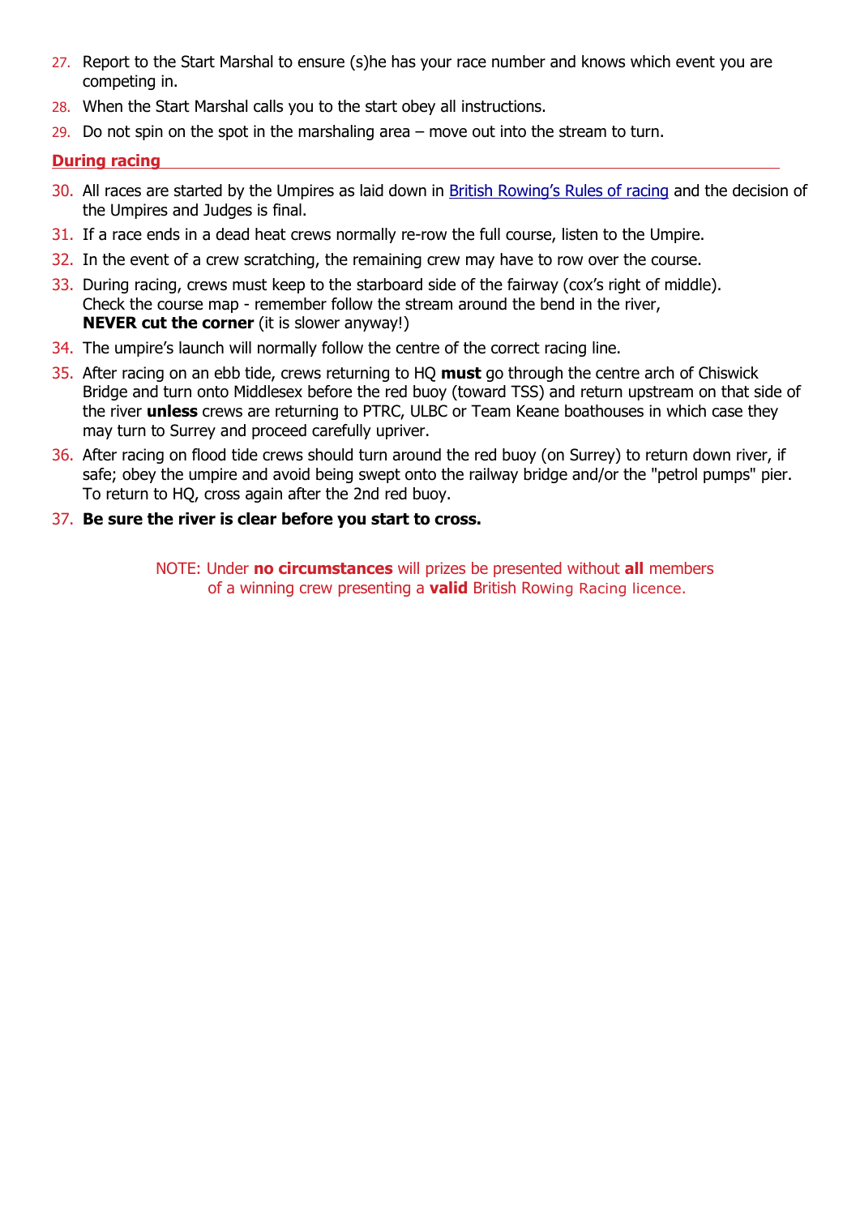27. Report to the Start Marshal to ensure (s)he has your race number and knows which event you are competing in.
28. When the Start Marshal calls you to the start obey all instructions.
29. Do not spin on the spot in the marshaling area – move out into the stream to turn.

## During racing

30. All races are started by the Umpires as laid down in [British Rowing's Rules of racing]() and the decision of the Umpires and Judges is final.
31. If a race ends in a dead heat crews normally re-row the full course, listen to the Umpire.
32. In the event of a crew scratching, the remaining crew may have to row over the course.
33. During racing, crews must keep to the starboard side of the fairway (cox's right of middle). Check the course map - remember follow the stream around the bend in the river, **NEVER cut the corner** (it is slower anyway!)
34. The umpire's launch will normally follow the centre of the correct racing line.
35. After racing on an ebb tide, crews returning to HQ **must** go through the centre arch of Chiswick Bridge and turn onto Middlesex before the red buoy (toward TSS) and return upstream on that side of the river **unless** crews are returning to PTRC, ULBC or Team Keane boathouses in which case they may turn to Surrey and proceed carefully upriver.
36. After racing on flood tide crews should turn around the red buoy (on Surrey) to return down river, if safe; obey the umpire and avoid being swept onto the railway bridge and/or the "petrol pumps" pier. To return to HQ, cross again after the 2nd red buoy.
37. **Be sure the river is clear before you start to cross.**

NOTE: Under **no circumstances** will prizes be presented without **all** members of a winning crew presenting a **valid** British Rowing Racing licence.